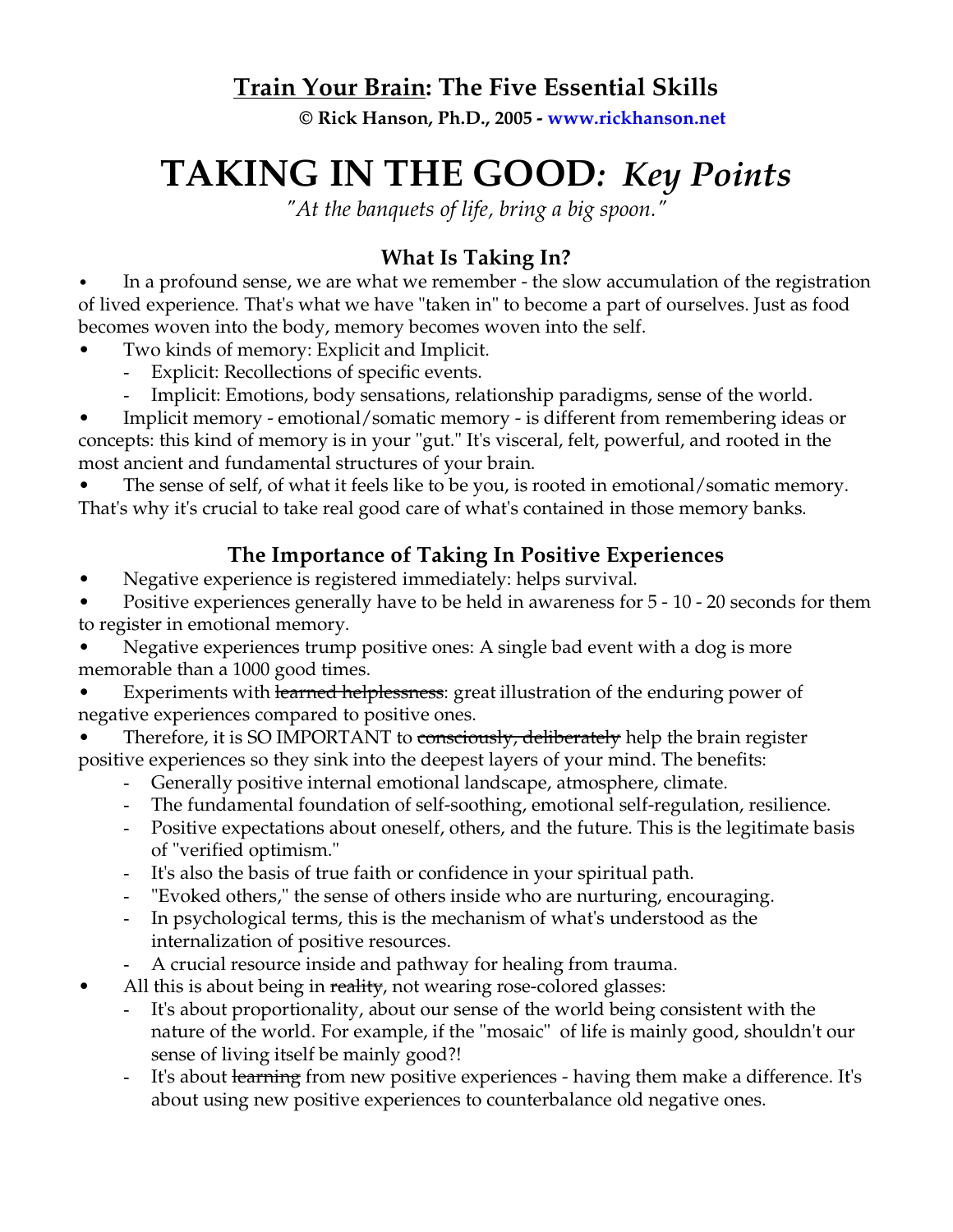## **Train Your Brain: The Five Essential Skills**

**© Rick Hanson, Ph.D., 2005 - www.rickhanson.net**

# TAKING IN THE GOOD: *Key Points*

*"At the banquets of life, bring a big spoon."*

### What Is Taking In?

- In a profound sense, we are what we remember - the slow accumulation of the registration of lived experience. That's what we have "taken in" to become a part of ourselves. Just as food becomes woven into the body, memory becomes woven into the self.
- Two kinds of memory: Explicit and Implicit.
  - Explicit: Recollections of specific events.
  - Implicit: Emotions, body sensations, relationship paradigms, sense of the world.
- Implicit memory - emotional/somatic memory - is different from remembering ideas or concepts: this kind of memory is in your "gut." It's visceral, felt, powerful, and rooted in the most ancient and fundamental structures of your brain.
- The sense of self, of what it feels like to be you, is rooted in emotional/somatic memory. That's why it's crucial to take real good care of what's contained in those memory banks.

### The Importance of Taking In Positive Experiences

- Negative experience is registered immediately: helps survival.
- Positive experiences generally have to be held in awareness for 5 - 10 - 20 seconds for them to register in emotional memory.
- Negative experiences trump positive ones: A single bad event with a dog is more memorable than a 1000 good times.
- Experiments with ~~learned helplessness~~: great illustration of the enduring power of negative experiences compared to positive ones.
- Therefore, it is SO IMPORTANT to ~~consciously, deliberately~~ help the brain register positive experiences so they sink into the deepest layers of your mind. The benefits:
  - Generally positive internal emotional landscape, atmosphere, climate.
  - The fundamental foundation of self-soothing, emotional self-regulation, resilience.
  - Positive expectations about oneself, others, and the future. This is the legitimate basis of "verified optimism."
  - It's also the basis of true faith or confidence in your spiritual path.
  - "Evoked others," the sense of others inside who are nurturing, encouraging.
  - In psychological terms, this is the mechanism of what's understood as the internalization of positive resources.
  - A crucial resource inside and pathway for healing from trauma.
- All this is about being in ~~reality~~, not wearing rose-colored glasses:
  - It's about proportionality, about our sense of the world being consistent with the nature of the world. For example, if the "mosaic" of life is mainly good, shouldn't our sense of living itself be mainly good?!
  - It's about ~~learning~~ from new positive experiences - having them make a difference. It's about using new positive experiences to counterbalance old negative ones.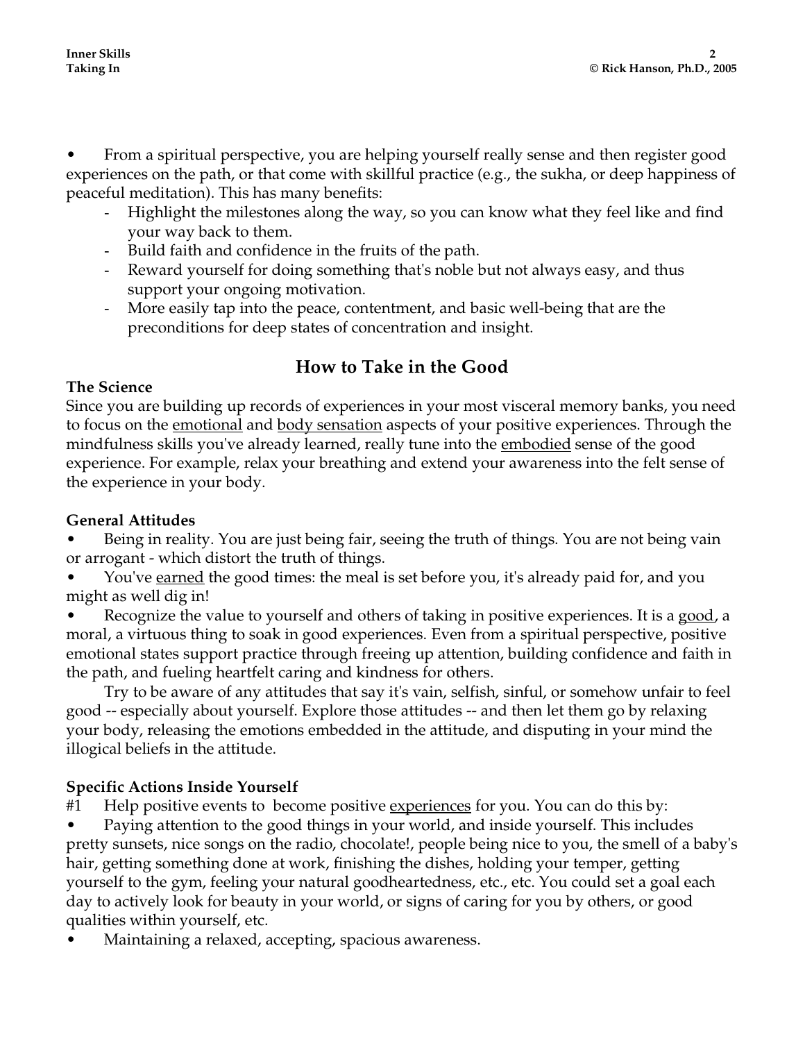- From a spiritual perspective, you are helping yourself really sense and then register good experiences on the path, or that come with skillful practice (e.g., the sukha, or deep happiness of peaceful meditation). This has many benefits:
  - Highlight the milestones along the way, so you can know what they feel like and find your way back to them.
  - Build faith and confidence in the fruits of the path.
  - Reward yourself for doing something that's noble but not always easy, and thus support your ongoing motivation.
  - More easily tap into the peace, contentment, and basic well-being that are the preconditions for deep states of concentration and insight.

## How to Take in the Good

**The Science**

Since you are building up records of experiences in your most visceral memory banks, you need to focus on the <u>emotional</u> and <u>body sensation</u> aspects of your positive experiences. Through the mindfulness skills you've already learned, really tune into the <u>embodied</u> sense of the good experience. For example, relax your breathing and extend your awareness into the felt sense of the experience in your body.

**General Attitudes**

- Being in reality. You are just being fair, seeing the truth of things. You are not being vain or arrogant - which distort the truth of things.
- You've <u>earned</u> the good times: the meal is set before you, it's already paid for, and you might as well dig in!
- Recognize the value to yourself and others of taking in positive experiences. It is a <u>good</u>, a moral, a virtuous thing to soak in good experiences. Even from a spiritual perspective, positive emotional states support practice through freeing up attention, building confidence and faith in the path, and fueling heartfelt caring and kindness for others.

  Try to be aware of any attitudes that say it's vain, selfish, sinful, or somehow unfair to feel good -- especially about yourself. Explore those attitudes -- and then let them go by relaxing your body, releasing the emotions embedded in the attitude, and disputing in your mind the illogical beliefs in the attitude.

**Specific Actions Inside Yourself**

#1 Help positive events to become positive <u>experiences</u> for you. You can do this by:

- Paying attention to the good things in your world, and inside yourself. This includes pretty sunsets, nice songs on the radio, chocolate!, people being nice to you, the smell of a baby's hair, getting something done at work, finishing the dishes, holding your temper, getting yourself to the gym, feeling your natural goodheartedness, etc., etc. You could set a goal each day to actively look for beauty in your world, or signs of caring for you by others, or good qualities within yourself, etc.
- Maintaining a relaxed, accepting, spacious awareness.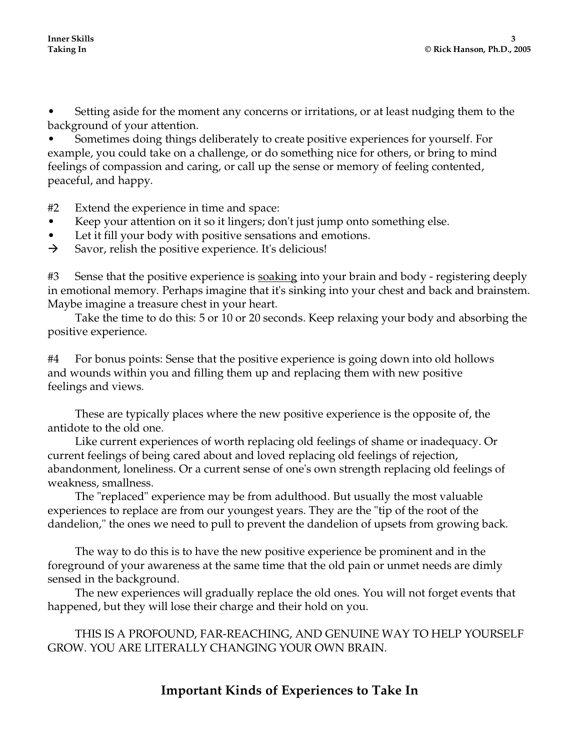- Setting aside for the moment any concerns or irritations, or at least nudging them to the background of your attention.
- Sometimes doing things deliberately to create positive experiences for yourself. For example, you could take on a challenge, or do something nice for others, or bring to mind feelings of compassion and caring, or call up the sense or memory of feeling contented, peaceful, and happy.

#2 Extend the experience in time and space:

- Keep your attention on it so it lingers; don't just jump onto something else.
- Let it fill your body with positive sensations and emotions.

→ Savor, relish the positive experience. It's delicious!

#3 Sense that the positive experience is <u>soaking</u> into your brain and body - registering deeply in emotional memory. Perhaps imagine that it's sinking into your chest and back and brainstem. Maybe imagine a treasure chest in your heart.

Take the time to do this: 5 or 10 or 20 seconds. Keep relaxing your body and absorbing the positive experience.

#4 For bonus points: Sense that the positive experience is going down into old hollows and wounds within you and filling them up and replacing them with new positive feelings and views.

These are typically places where the new positive experience is the opposite of, the antidote to the old one.

Like current experiences of worth replacing old feelings of shame or inadequacy. Or current feelings of being cared about and loved replacing old feelings of rejection, abandonment, loneliness. Or a current sense of one's own strength replacing old feelings of weakness, smallness.

The "replaced" experience may be from adulthood. But usually the most valuable experiences to replace are from our youngest years. They are the "tip of the root of the dandelion," the ones we need to pull to prevent the dandelion of upsets from growing back.

The way to do this is to have the new positive experience be prominent and in the foreground of your awareness at the same time that the old pain or unmet needs are dimly sensed in the background.

The new experiences will gradually replace the old ones. You will not forget events that happened, but they will lose their charge and their hold on you.

THIS IS A PROFOUND, FAR-REACHING, AND GENUINE WAY TO HELP YOURSELF GROW. YOU ARE LITERALLY CHANGING YOUR OWN BRAIN.

## Important Kinds of Experiences to Take In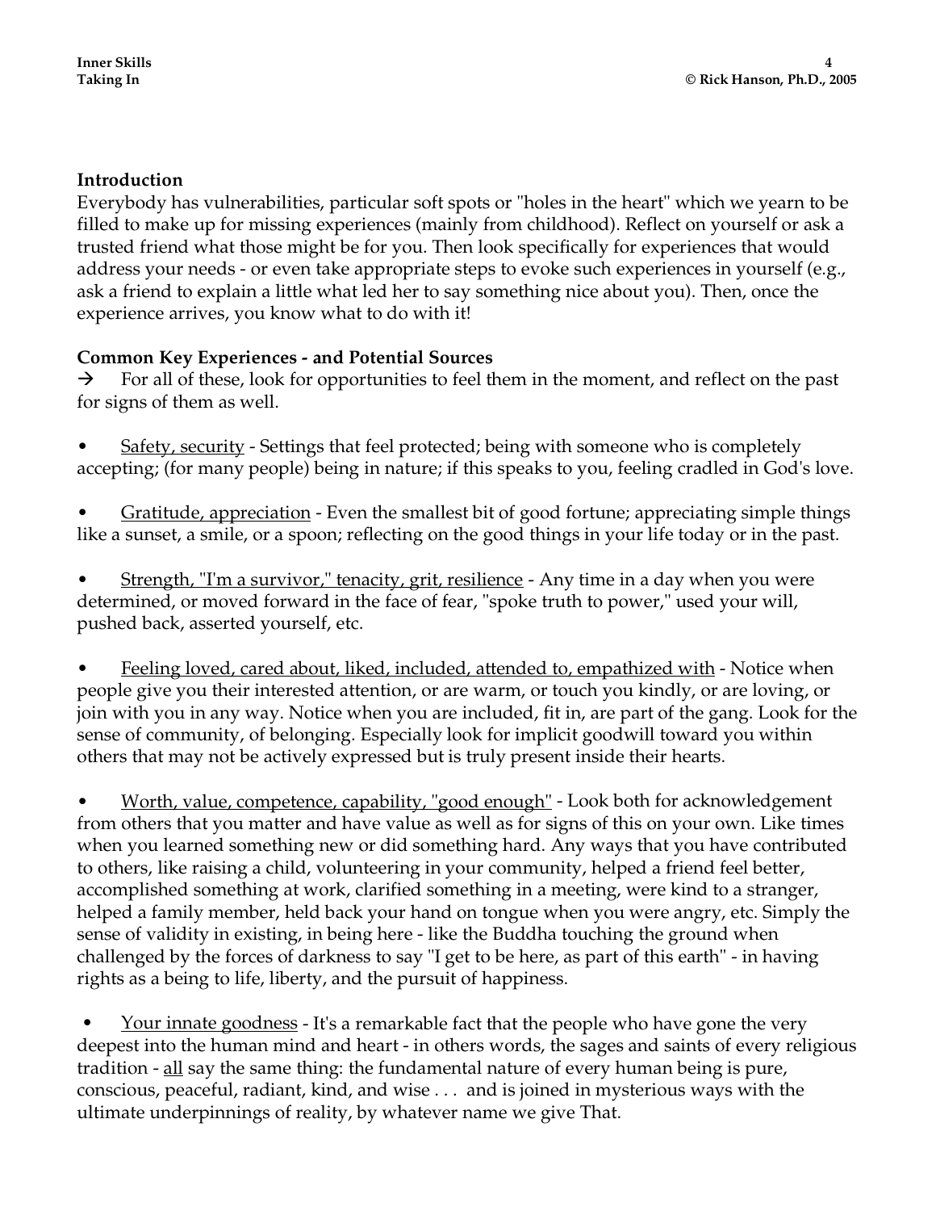**Introduction**

Everybody has vulnerabilities, particular soft spots or "holes in the heart" which we yearn to be filled to make up for missing experiences (mainly from childhood). Reflect on yourself or ask a trusted friend what those might be for you. Then look specifically for experiences that would address your needs - or even take appropriate steps to evoke such experiences in yourself (e.g., ask a friend to explain a little what led her to say something nice about you). Then, once the experience arrives, you know what to do with it!

**Common Key Experiences - and Potential Sources**

→ For all of these, look for opportunities to feel them in the moment, and reflect on the past for signs of them as well.

- Safety, security - Settings that feel protected; being with someone who is completely accepting; (for many people) being in nature; if this speaks to you, feeling cradled in God's love.

- Gratitude, appreciation - Even the smallest bit of good fortune; appreciating simple things like a sunset, a smile, or a spoon; reflecting on the good things in your life today or in the past.

- Strength, "I'm a survivor," tenacity, grit, resilience - Any time in a day when you were determined, or moved forward in the face of fear, "spoke truth to power," used your will, pushed back, asserted yourself, etc.

- Feeling loved, cared about, liked, included, attended to, empathized with - Notice when people give you their interested attention, or are warm, or touch you kindly, or are loving, or join with you in any way. Notice when you are included, fit in, are part of the gang. Look for the sense of community, of belonging. Especially look for implicit goodwill toward you within others that may not be actively expressed but is truly present inside their hearts.

- Worth, value, competence, capability, "good enough" - Look both for acknowledgement from others that you matter and have value as well as for signs of this on your own. Like times when you learned something new or did something hard. Any ways that you have contributed to others, like raising a child, volunteering in your community, helped a friend feel better, accomplished something at work, clarified something in a meeting, were kind to a stranger, helped a family member, held back your hand on tongue when you were angry, etc. Simply the sense of validity in existing, in being here - like the Buddha touching the ground when challenged by the forces of darkness to say "I get to be here, as part of this earth" - in having rights as a being to life, liberty, and the pursuit of happiness.

- Your innate goodness - It's a remarkable fact that the people who have gone the very deepest into the human mind and heart - in others words, the sages and saints of every religious tradition - all say the same thing: the fundamental nature of every human being is pure, conscious, peaceful, radiant, kind, and wise . . . and is joined in mysterious ways with the ultimate underpinnings of reality, by whatever name we give That.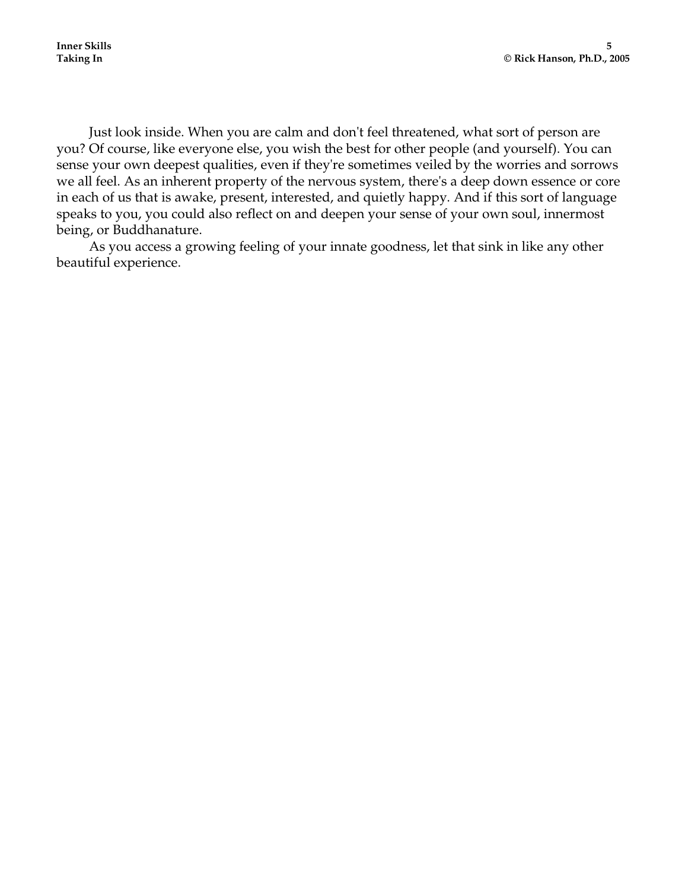Just look inside. When you are calm and don't feel threatened, what sort of person are you? Of course, like everyone else, you wish the best for other people (and yourself). You can sense your own deepest qualities, even if they're sometimes veiled by the worries and sorrows we all feel. As an inherent property of the nervous system, there's a deep down essence or core in each of us that is awake, present, interested, and quietly happy. And if this sort of language speaks to you, you could also reflect on and deepen your sense of your own soul, innermost being, or Buddhanature.

As you access a growing feeling of your innate goodness, let that sink in like any other beautiful experience.